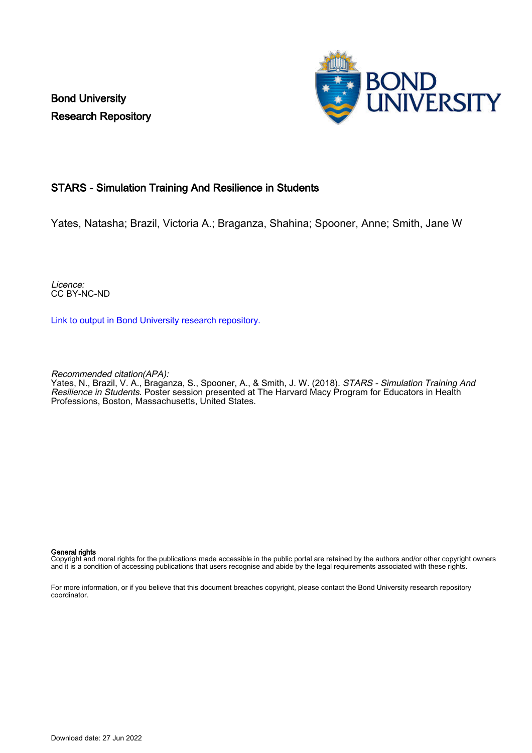Bond University
Research Repository

# STARS - Simulation Training And Resilience in Students

Yates, Natasha; Brazil, Victoria A.; Braganza, Shahina; Spooner, Anne; Smith, Jane W

*Licence:*
CC BY-NC-ND

Link to output in Bond University research repository.

*Recommended citation(APA):*
Yates, N., Brazil, V. A., Braganza, S., Spooner, A., & Smith, J. W. (2018). *STARS - Simulation Training And Resilience in Students*. Poster session presented at The Harvard Macy Program for Educators in Health Professions, Boston, Massachusetts, United States.

**General rights**
Copyright and moral rights for the publications made accessible in the public portal are retained by the authors and/or other copyright owners and it is a condition of accessing publications that users recognise and abide by the legal requirements associated with these rights.

For more information, or if you believe that this document breaches copyright, please contact the Bond University research repository coordinator.

Download date: 27 Jun 2022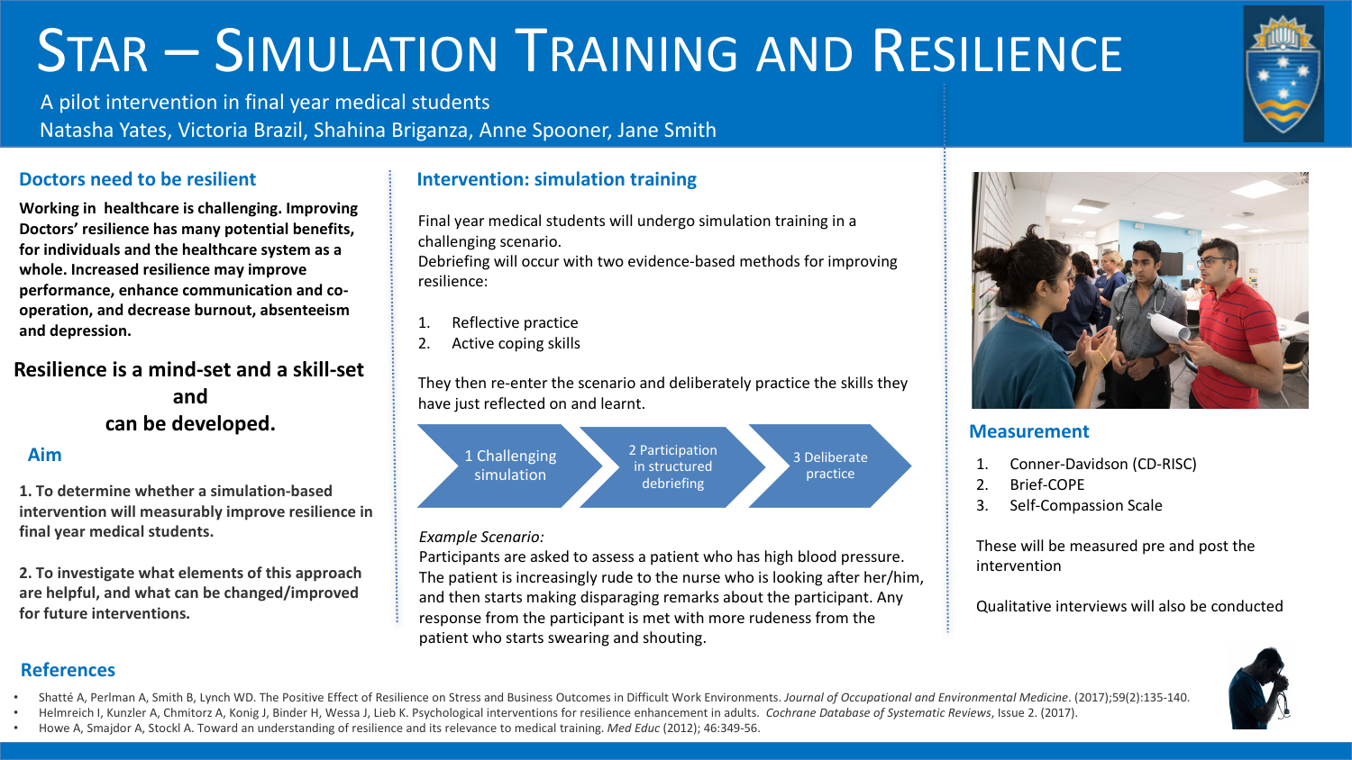# STAR – SIMULATION TRAINING AND RESILIENCE

A pilot intervention in final year medical students

Natasha Yates, Victoria Brazil, Shahina Briganza, Anne Spooner, Jane Smith

## Doctors need to be resilient

**Working in healthcare is challenging. Improving Doctors' resilience has many potential benefits, for individuals and the healthcare system as a whole. Increased resilience may improve performance, enhance communication and co-operation, and decrease burnout, absenteeism and depression.**

**Resilience is a mind-set and a skill-set and can be developed.**

## Aim

**1. To determine whether a simulation-based intervention will measurably improve resilience in final year medical students.**

**2. To investigate what elements of this approach are helpful, and what can be changed/improved for future interventions.**

## Intervention: simulation training

Final year medical students will undergo simulation training in a challenging scenario.

Debriefing will occur with two evidence-based methods for improving resilience:

1. Reflective practice
2. Active coping skills

They then re-enter the scenario and deliberately practice the skills they have just reflected on and learnt.

1 Challenging simulation → 2 Participation in structured debriefing → 3 Deliberate practice

*Example Scenario:*

Participants are asked to assess a patient who has high blood pressure. The patient is increasingly rude to the nurse who is looking after her/him, and then starts making disparaging remarks about the participant. Any response from the participant is met with more rudeness from the patient who starts swearing and shouting.

## Measurement

1. Conner-Davidson (CD-RISC)
2. Brief-COPE
3. Self-Compassion Scale

These will be measured pre and post the intervention

Qualitative interviews will also be conducted

## References

- Shatté A, Perlman A, Smith B, Lynch WD. The Positive Effect of Resilience on Stress and Business Outcomes in Difficult Work Environments. *Journal of Occupational and Environmental Medicine*. (2017);59(2):135-140.
- Helmreich I, Kunzler A, Chmitorz A, Konig J, Binder H, Wessa J, Lieb K. Psychological interventions for resilience enhancement in adults. *Cochrane Database of Systematic Reviews*, Issue 2. (2017).
- Howe A, Smajdor A, Stockl A. Toward an understanding of resilience and its relevance to medical training. *Med Educ* (2012); 46:349-56.